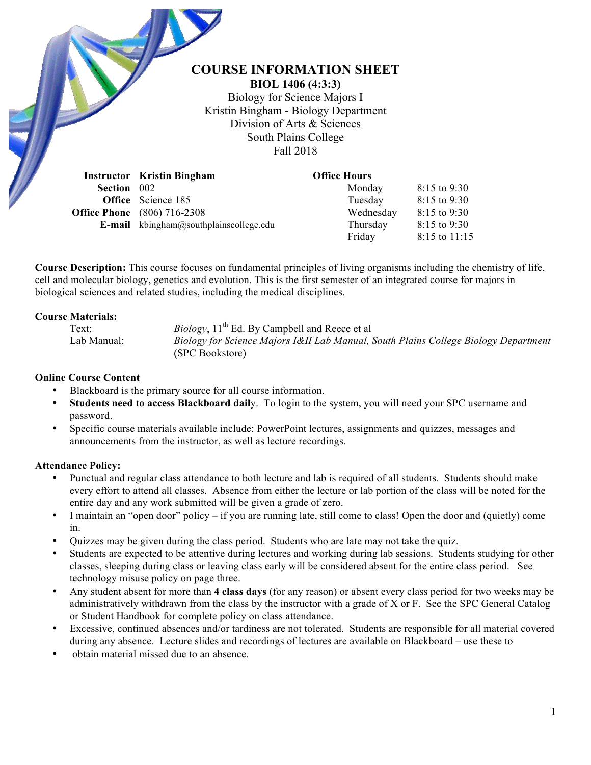# COURSE INFORMATION SHEET

**BIOL 1406 (4:3:3)**

Biology for Science Majors I
Kristin Bingham - Biology Department
Division of Arts & Sciences
South Plains College
Fall 2018

| | |
|---|---|
| **Instructor** | **Kristin Bingham** |
| **Section** | 002 |
| **Office** | Science 185 |
| **Office Phone** | (806) 716-2308 |
| **E-mail** | kbingham@southplainscollege.edu |

**Office Hours**

| | |
|---|---|
| Monday | 8:15 to 9:30 |
| Tuesday | 8:15 to 9:30 |
| Wednesday | 8:15 to 9:30 |
| Thursday | 8:15 to 9:30 |
| Friday | 8:15 to 11:15 |

**Course Description:** This course focuses on fundamental principles of living organisms including the chemistry of life, cell and molecular biology, genetics and evolution. This is the first semester of an integrated course for majors in biological sciences and related studies, including the medical disciplines.

**Course Materials:**

| | |
|---|---|
| Text: | *Biology*, 11th Ed. By Campbell and Reece et al |
| Lab Manual: | *Biology for Science Majors I&II Lab Manual, South Plains College Biology Department* (SPC Bookstore) |

**Online Course Content**

- Blackboard is the primary source for all course information.
- **Students need to access Blackboard dail**y. To login to the system, you will need your SPC username and password.
- Specific course materials available include: PowerPoint lectures, assignments and quizzes, messages and announcements from the instructor, as well as lecture recordings.

**Attendance Policy:**

- Punctual and regular class attendance to both lecture and lab is required of all students. Students should make every effort to attend all classes. Absence from either the lecture or lab portion of the class will be noted for the entire day and any work submitted will be given a grade of zero.
- I maintain an "open door" policy – if you are running late, still come to class! Open the door and (quietly) come in.
- Quizzes may be given during the class period. Students who are late may not take the quiz.
- Students are expected to be attentive during lectures and working during lab sessions. Students studying for other classes, sleeping during class or leaving class early will be considered absent for the entire class period. See technology misuse policy on page three.
- Any student absent for more than **4 class days** (for any reason) or absent every class period for two weeks may be administratively withdrawn from the class by the instructor with a grade of X or F. See the SPC General Catalog or Student Handbook for complete policy on class attendance.
- Excessive, continued absences and/or tardiness are not tolerated. Students are responsible for all material covered during any absence. Lecture slides and recordings of lectures are available on Blackboard – use these to
- obtain material missed due to an absence.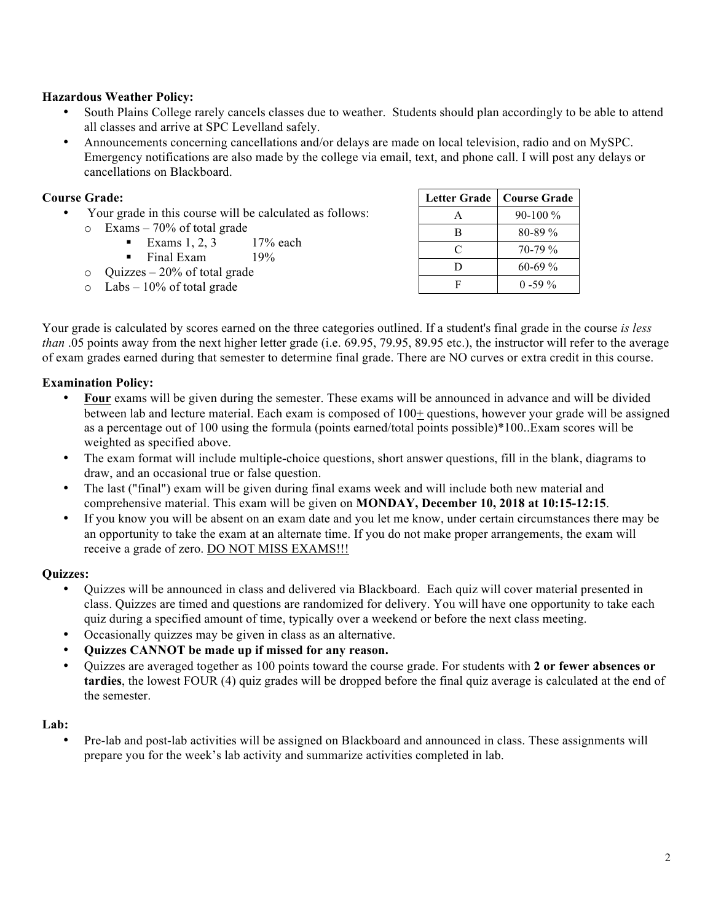**Hazardous Weather Policy:**

- South Plains College rarely cancels classes due to weather. Students should plan accordingly to be able to attend all classes and arrive at SPC Levelland safely.
- Announcements concerning cancellations and/or delays are made on local television, radio and on MySPC. Emergency notifications are also made by the college via email, text, and phone call. I will post any delays or cancellations on Blackboard.

**Course Grade:**

- Your grade in this course will be calculated as follows:
  - Exams – 70% of total grade
    - Exams 1, 2, 3 17% each
    - Final Exam 19%
  - Quizzes – 20% of total grade
  - Labs – 10% of total grade

| Letter Grade | Course Grade |
| --- | --- |
| A | 90-100 % |
| B | 80-89 % |
| C | 70-79 % |
| D | 60-69 % |
| F | 0 -59 % |

Your grade is calculated by scores earned on the three categories outlined. If a student's final grade in the course *is less than* .05 points away from the next higher letter grade (i.e. 69.95, 79.95, 89.95 etc.), the instructor will refer to the average of exam grades earned during that semester to determine final grade. There are NO curves or extra credit in this course.

**Examination Policy:**

- **Four** exams will be given during the semester. These exams will be announced in advance and will be divided between lab and lecture material. Each exam is composed of 100± questions, however your grade will be assigned as a percentage out of 100 using the formula (points earned/total points possible)*100..Exam scores will be weighted as specified above.
- The exam format will include multiple-choice questions, short answer questions, fill in the blank, diagrams to draw, and an occasional true or false question.
- The last ("final") exam will be given during final exams week and will include both new material and comprehensive material. This exam will be given on **MONDAY, December 10, 2018 at 10:15-12:15**.
- If you know you will be absent on an exam date and you let me know, under certain circumstances there may be an opportunity to take the exam at an alternate time. If you do not make proper arrangements, the exam will receive a grade of zero. DO NOT MISS EXAMS!!!

**Quizzes:**

- Quizzes will be announced in class and delivered via Blackboard. Each quiz will cover material presented in class. Quizzes are timed and questions are randomized for delivery. You will have one opportunity to take each quiz during a specified amount of time, typically over a weekend or before the next class meeting.
- Occasionally quizzes may be given in class as an alternative.
- **Quizzes CANNOT be made up if missed for any reason.**
- Quizzes are averaged together as 100 points toward the course grade. For students with **2 or fewer absences or tardies**, the lowest FOUR (4) quiz grades will be dropped before the final quiz average is calculated at the end of the semester.

**Lab:**

- Pre-lab and post-lab activities will be assigned on Blackboard and announced in class. These assignments will prepare you for the week's lab activity and summarize activities completed in lab.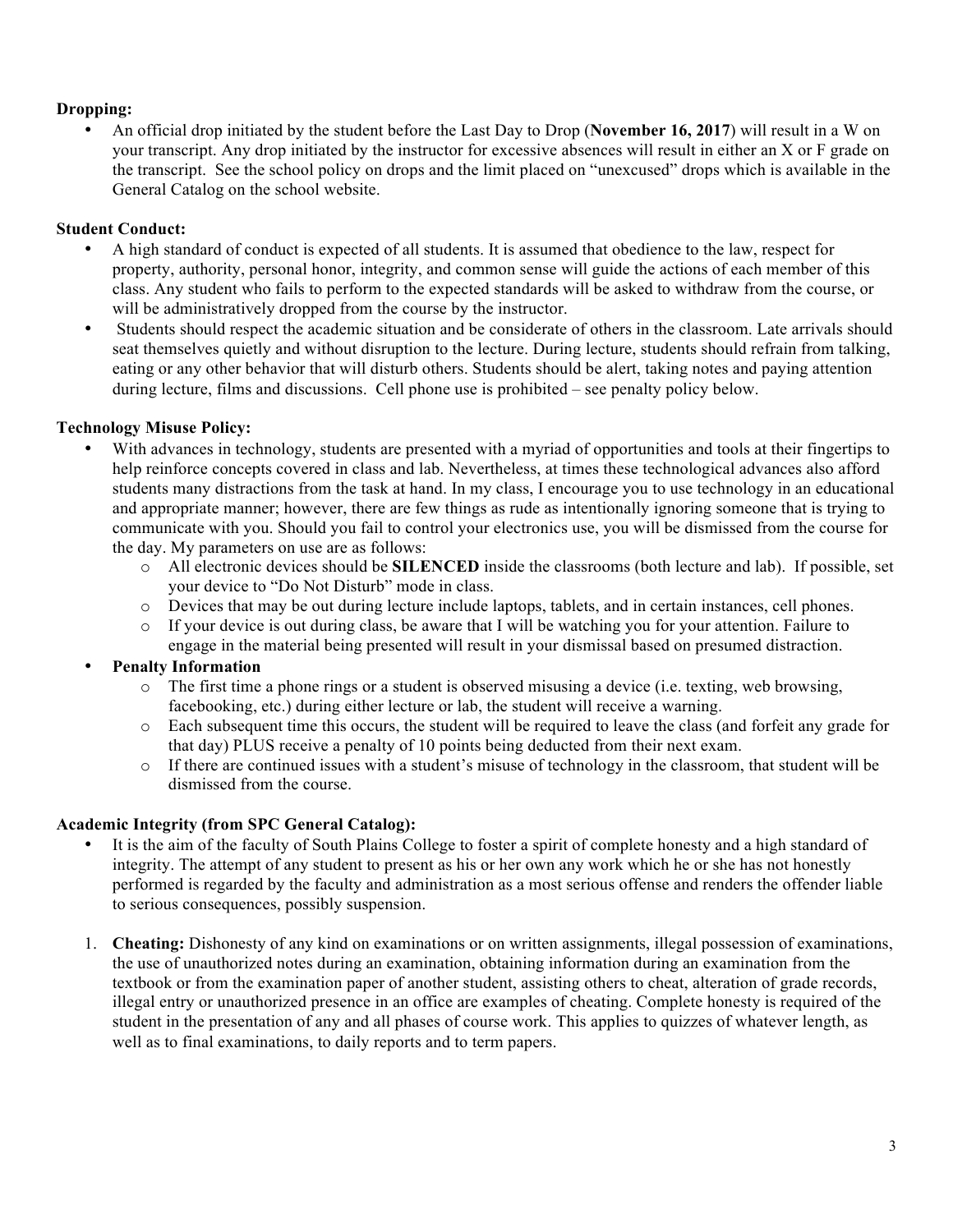**Dropping:**

- An official drop initiated by the student before the Last Day to Drop (**November 16, 2017**) will result in a W on your transcript. Any drop initiated by the instructor for excessive absences will result in either an X or F grade on the transcript. See the school policy on drops and the limit placed on "unexcused" drops which is available in the General Catalog on the school website.

**Student Conduct:**

- A high standard of conduct is expected of all students. It is assumed that obedience to the law, respect for property, authority, personal honor, integrity, and common sense will guide the actions of each member of this class. Any student who fails to perform to the expected standards will be asked to withdraw from the course, or will be administratively dropped from the course by the instructor.
- Students should respect the academic situation and be considerate of others in the classroom. Late arrivals should seat themselves quietly and without disruption to the lecture. During lecture, students should refrain from talking, eating or any other behavior that will disturb others. Students should be alert, taking notes and paying attention during lecture, films and discussions. Cell phone use is prohibited – see penalty policy below.

**Technology Misuse Policy:**

- With advances in technology, students are presented with a myriad of opportunities and tools at their fingertips to help reinforce concepts covered in class and lab. Nevertheless, at times these technological advances also afford students many distractions from the task at hand. In my class, I encourage you to use technology in an educational and appropriate manner; however, there are few things as rude as intentionally ignoring someone that is trying to communicate with you. Should you fail to control your electronics use, you will be dismissed from the course for the day. My parameters on use are as follows:
  - All electronic devices should be **SILENCED** inside the classrooms (both lecture and lab). If possible, set your device to "Do Not Disturb" mode in class.
  - Devices that may be out during lecture include laptops, tablets, and in certain instances, cell phones.
  - If your device is out during class, be aware that I will be watching you for your attention. Failure to engage in the material being presented will result in your dismissal based on presumed distraction.
- **Penalty Information**
  - The first time a phone rings or a student is observed misusing a device (i.e. texting, web browsing, facebooking, etc.) during either lecture or lab, the student will receive a warning.
  - Each subsequent time this occurs, the student will be required to leave the class (and forfeit any grade for that day) PLUS receive a penalty of 10 points being deducted from their next exam.
  - If there are continued issues with a student's misuse of technology in the classroom, that student will be dismissed from the course.

**Academic Integrity (from SPC General Catalog):**

- It is the aim of the faculty of South Plains College to foster a spirit of complete honesty and a high standard of integrity. The attempt of any student to present as his or her own any work which he or she has not honestly performed is regarded by the faculty and administration as a most serious offense and renders the offender liable to serious consequences, possibly suspension.

1. **Cheating:** Dishonesty of any kind on examinations or on written assignments, illegal possession of examinations, the use of unauthorized notes during an examination, obtaining information during an examination from the textbook or from the examination paper of another student, assisting others to cheat, alteration of grade records, illegal entry or unauthorized presence in an office are examples of cheating. Complete honesty is required of the student in the presentation of any and all phases of course work. This applies to quizzes of whatever length, as well as to final examinations, to daily reports and to term papers.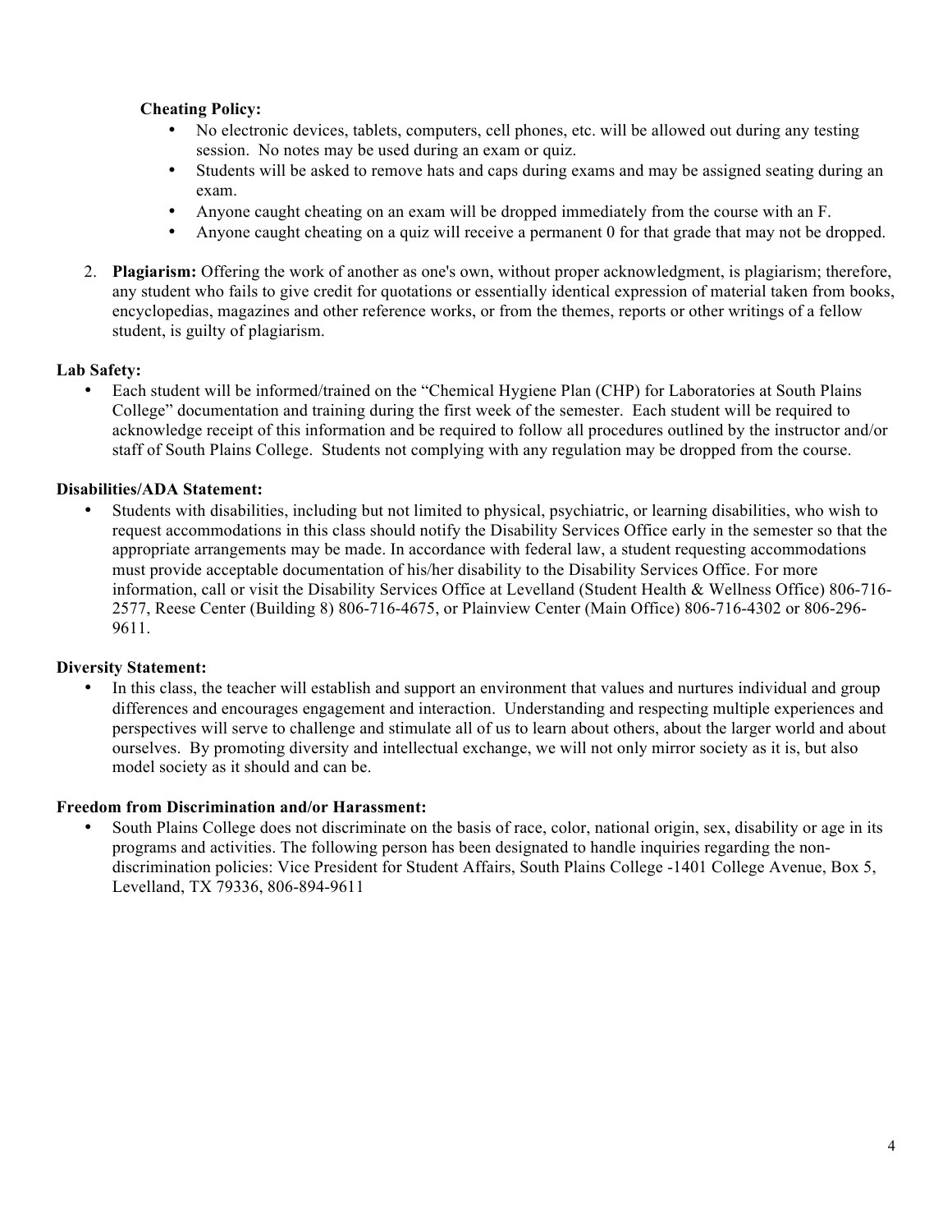**Cheating Policy:**

- No electronic devices, tablets, computers, cell phones, etc. will be allowed out during any testing session. No notes may be used during an exam or quiz.
- Students will be asked to remove hats and caps during exams and may be assigned seating during an exam.
- Anyone caught cheating on an exam will be dropped immediately from the course with an F.
- Anyone caught cheating on a quiz will receive a permanent 0 for that grade that may not be dropped.

2. **Plagiarism:** Offering the work of another as one's own, without proper acknowledgment, is plagiarism; therefore, any student who fails to give credit for quotations or essentially identical expression of material taken from books, encyclopedias, magazines and other reference works, or from the themes, reports or other writings of a fellow student, is guilty of plagiarism.

**Lab Safety:**

- Each student will be informed/trained on the "Chemical Hygiene Plan (CHP) for Laboratories at South Plains College" documentation and training during the first week of the semester. Each student will be required to acknowledge receipt of this information and be required to follow all procedures outlined by the instructor and/or staff of South Plains College. Students not complying with any regulation may be dropped from the course.

**Disabilities/ADA Statement:**

- Students with disabilities, including but not limited to physical, psychiatric, or learning disabilities, who wish to request accommodations in this class should notify the Disability Services Office early in the semester so that the appropriate arrangements may be made. In accordance with federal law, a student requesting accommodations must provide acceptable documentation of his/her disability to the Disability Services Office. For more information, call or visit the Disability Services Office at Levelland (Student Health & Wellness Office) 806-716-2577, Reese Center (Building 8) 806-716-4675, or Plainview Center (Main Office) 806-716-4302 or 806-296-9611.

**Diversity Statement:**

- In this class, the teacher will establish and support an environment that values and nurtures individual and group differences and encourages engagement and interaction. Understanding and respecting multiple experiences and perspectives will serve to challenge and stimulate all of us to learn about others, about the larger world and about ourselves. By promoting diversity and intellectual exchange, we will not only mirror society as it is, but also model society as it should and can be.

**Freedom from Discrimination and/or Harassment:**

- South Plains College does not discriminate on the basis of race, color, national origin, sex, disability or age in its programs and activities. The following person has been designated to handle inquiries regarding the non-discrimination policies: Vice President for Student Affairs, South Plains College -1401 College Avenue, Box 5, Levelland, TX 79336, 806-894-9611